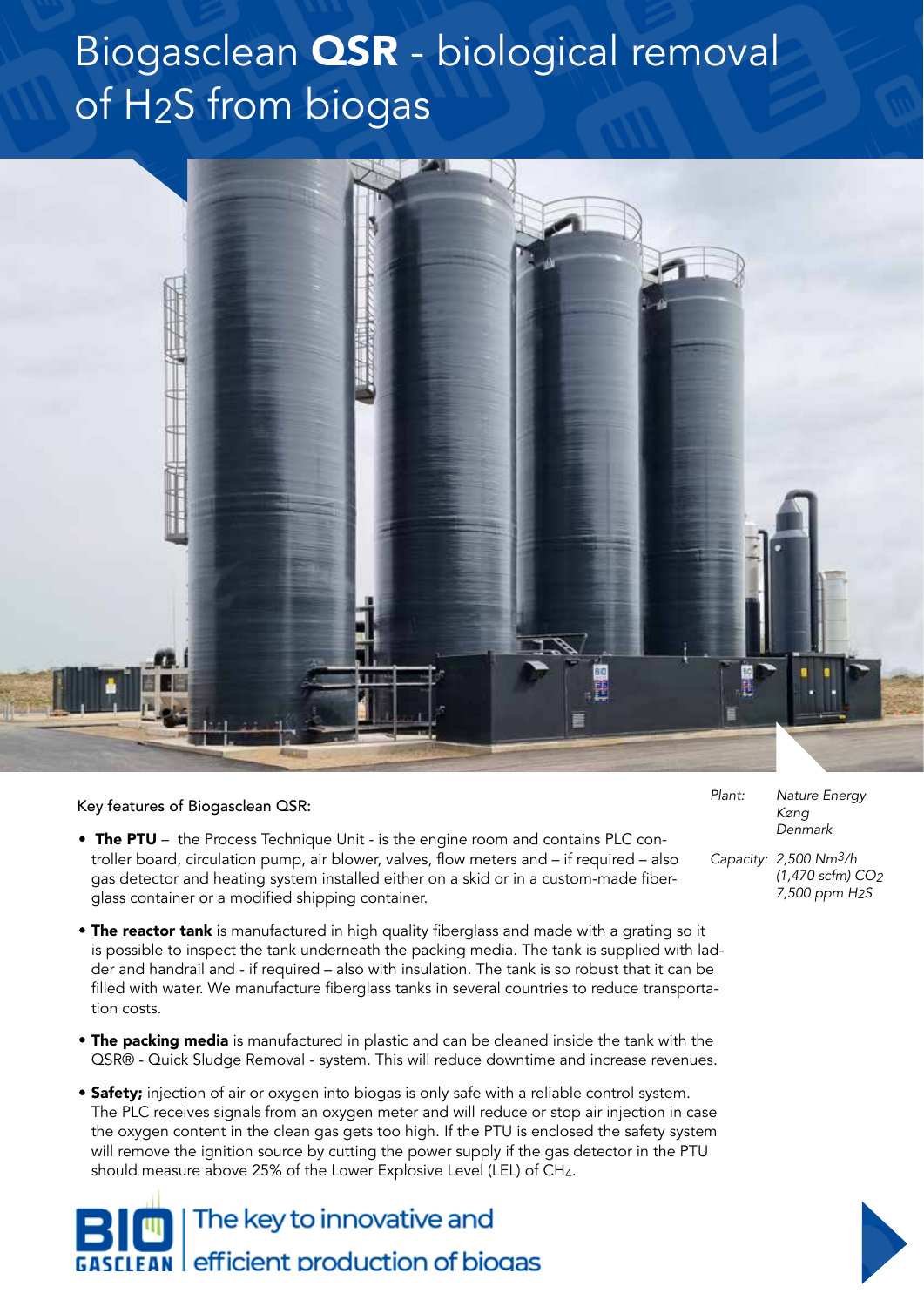# Biogasclean **QSR** - biological removal of $H_2S$ from biogas

*Plant:* *Nature Energy Køng Denmark*

*Capacity:* *2,500 $Nm^3/h$ (1,470 scfm) $CO_2$ 7,500 ppm $H_2S$*

Key features of Biogasclean QSR:

- **The PTU** – the Process Technique Unit - is the engine room and contains PLC controller board, circulation pump, air blower, valves, flow meters and – if required – also gas detector and heating system installed either on a skid or in a custom-made fiberglass container or a modified shipping container.

- **The reactor tank** is manufactured in high quality fiberglass and made with a grating so it is possible to inspect the tank underneath the packing media. The tank is supplied with ladder and handrail and - if required – also with insulation. The tank is so robust that it can be filled with water. We manufacture fiberglass tanks in several countries to reduce transportation costs.

- **The packing media** is manufactured in plastic and can be cleaned inside the tank with the QSR® - Quick Sludge Removal - system. This will reduce downtime and increase revenues.

- **Safety;** injection of air or oxygen into biogas is only safe with a reliable control system. The PLC receives signals from an oxygen meter and will reduce or stop air injection in case the oxygen content in the clean gas gets too high. If the PTU is enclosed the safety system will remove the ignition source by cutting the power supply if the gas detector in the PTU should measure above 25% of the Lower Explosive Level (LEL) of $CH_4$.

BIO GASCLEAN | The key to innovative and efficient production of biogas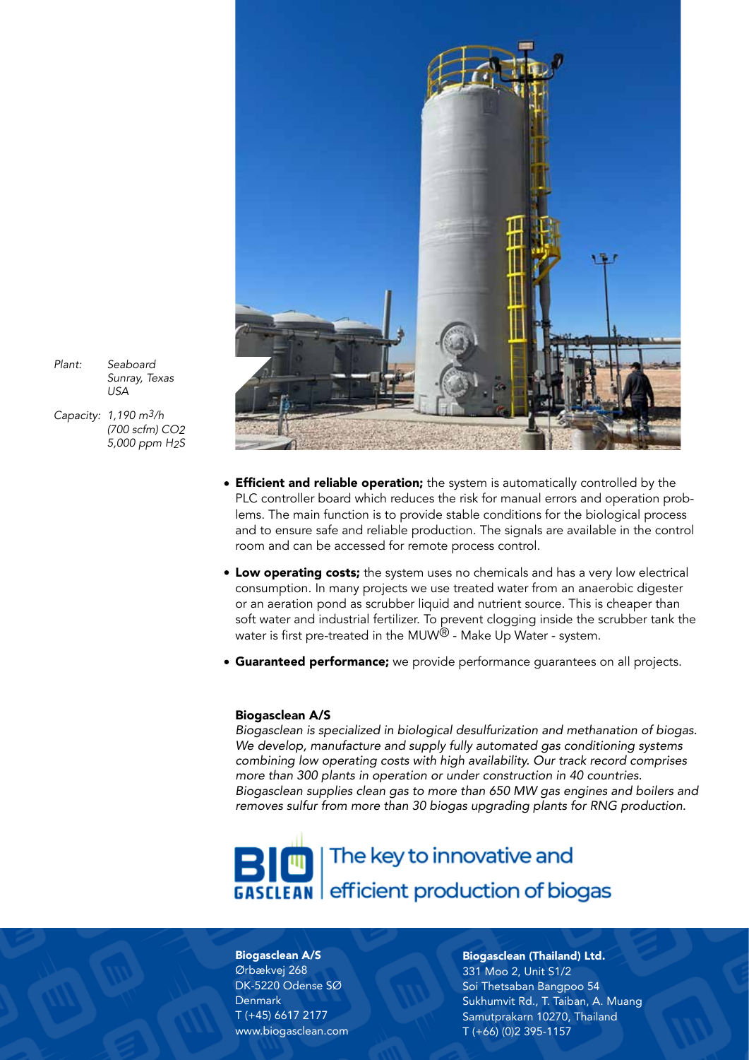*Plant:* *Seaboard Sunray, Texas USA*

*Capacity:* *1,190 $m^3/h$ (700 scfm) $CO_2$ 5,000 ppm $H_2S$*

- **Efficient and reliable operation;** the system is automatically controlled by the PLC controller board which reduces the risk for manual errors and operation problems. The main function is to provide stable conditions for the biological process and to ensure safe and reliable production. The signals are available in the control room and can be accessed for remote process control.
- **Low operating costs;** the system uses no chemicals and has a very low electrical consumption. In many projects we use treated water from an anaerobic digester or an aeration pond as scrubber liquid and nutrient source. This is cheaper than soft water and industrial fertilizer. To prevent clogging inside the scrubber tank the water is first pre-treated in the MUW® - Make Up Water - system.
- **Guaranteed performance;** we provide performance guarantees on all projects.

**Biogasclean A/S**

*Biogasclean is specialized in biological desulfurization and methanation of biogas. We develop, manufacture and supply fully automated gas conditioning systems combining low operating costs with high availability. Our track record comprises more than 300 plants in operation or under construction in 40 countries. Biogasclean supplies clean gas to more than 650 MW gas engines and boilers and removes sulfur from more than 30 biogas upgrading plants for RNG production.*

BIO GASCLEAN | The key to innovative and efficient production of biogas

**Biogasclean A/S**
Ørbækvej 268
DK-5220 Odense SØ
Denmark
T (+45) 6617 2177
www.biogasclean.com

**Biogasclean (Thailand) Ltd.**
331 Moo 2, Unit S1/2
Soi Thetsaban Bangpoo 54
Sukhumvit Rd., T. Taiban, A. Muang
Samutprakarn 10270, Thailand
T (+66) (0)2 395-1157